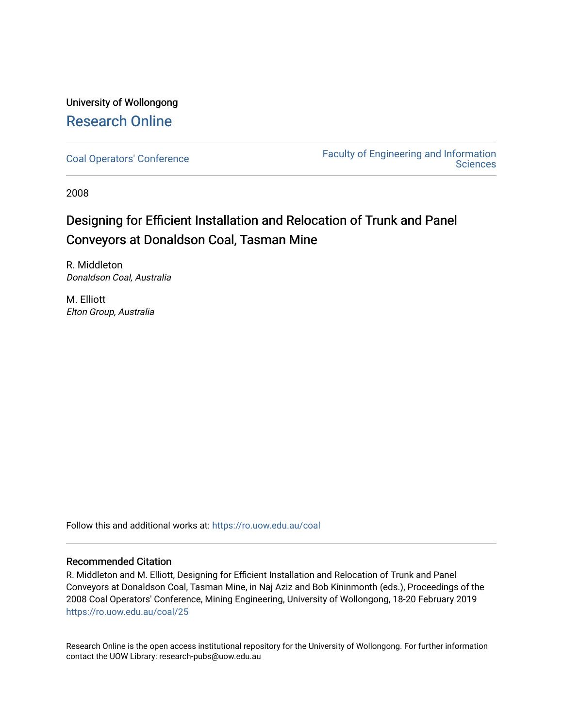University of Wollongong

# Research Online

Coal Operators' Conference

Faculty of Engineering and Information Sciences

2008

# Designing for Efficient Installation and Relocation of Trunk and Panel Conveyors at Donaldson Coal, Tasman Mine

R. Middleton
*Donaldson Coal, Australia*

M. Elliott
*Elton Group, Australia*

Follow this and additional works at: https://ro.uow.edu.au/coal

## Recommended Citation

R. Middleton and M. Elliott, Designing for Efficient Installation and Relocation of Trunk and Panel Conveyors at Donaldson Coal, Tasman Mine, in Naj Aziz and Bob Kininmonth (eds.), Proceedings of the 2008 Coal Operators' Conference, Mining Engineering, University of Wollongong, 18-20 February 2019
https://ro.uow.edu.au/coal/25

Research Online is the open access institutional repository for the University of Wollongong. For further information contact the UOW Library: research-pubs@uow.edu.au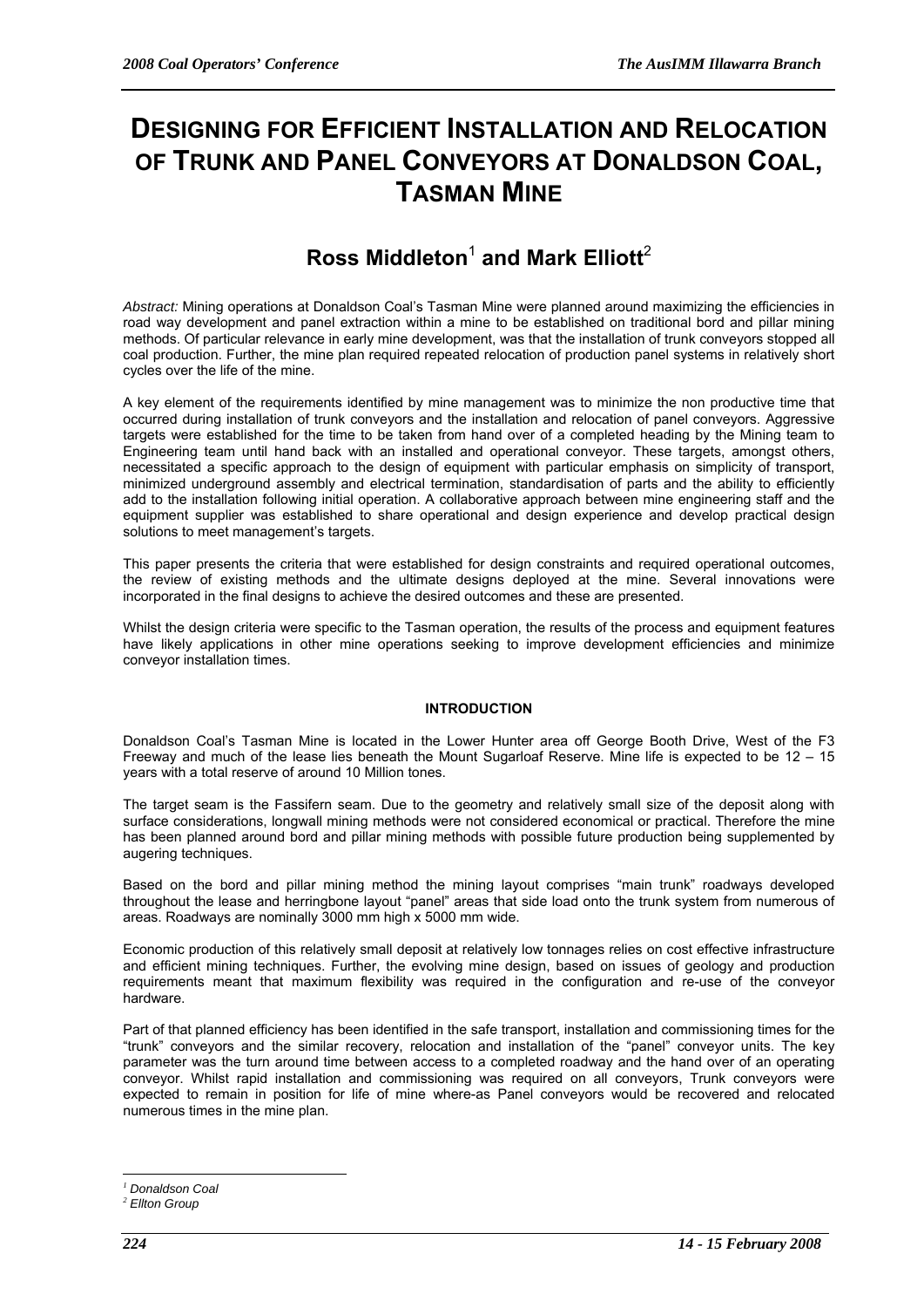# DESIGNING FOR EFFICIENT INSTALLATION AND RELOCATION OF TRUNK AND PANEL CONVEYORS AT DONALDSON COAL, TASMAN MINE

## Ross Middleton[1] and Mark Elliott[2]

*Abstract:* Mining operations at Donaldson Coal's Tasman Mine were planned around maximizing the efficiencies in road way development and panel extraction within a mine to be established on traditional bord and pillar mining methods. Of particular relevance in early mine development, was that the installation of trunk conveyors stopped all coal production. Further, the mine plan required repeated relocation of production panel systems in relatively short cycles over the life of the mine.

A key element of the requirements identified by mine management was to minimize the non productive time that occurred during installation of trunk conveyors and the installation and relocation of panel conveyors. Aggressive targets were established for the time to be taken from hand over of a completed heading by the Mining team to Engineering team until hand back with an installed and operational conveyor. These targets, amongst others, necessitated a specific approach to the design of equipment with particular emphasis on simplicity of transport, minimized underground assembly and electrical termination, standardisation of parts and the ability to efficiently add to the installation following initial operation. A collaborative approach between mine engineering staff and the equipment supplier was established to share operational and design experience and develop practical design solutions to meet management's targets.

This paper presents the criteria that were established for design constraints and required operational outcomes, the review of existing methods and the ultimate designs deployed at the mine. Several innovations were incorporated in the final designs to achieve the desired outcomes and these are presented.

Whilst the design criteria were specific to the Tasman operation, the results of the process and equipment features have likely applications in other mine operations seeking to improve development efficiencies and minimize conveyor installation times.

### INTRODUCTION

Donaldson Coal's Tasman Mine is located in the Lower Hunter area off George Booth Drive, West of the F3 Freeway and much of the lease lies beneath the Mount Sugarloaf Reserve. Mine life is expected to be 12 – 15 years with a total reserve of around 10 Million tones.

The target seam is the Fassifern seam. Due to the geometry and relatively small size of the deposit along with surface considerations, longwall mining methods were not considered economical or practical. Therefore the mine has been planned around bord and pillar mining methods with possible future production being supplemented by augering techniques.

Based on the bord and pillar mining method the mining layout comprises "main trunk" roadways developed throughout the lease and herringbone layout "panel" areas that side load onto the trunk system from numerous of areas. Roadways are nominally 3000 mm high x 5000 mm wide.

Economic production of this relatively small deposit at relatively low tonnages relies on cost effective infrastructure and efficient mining techniques. Further, the evolving mine design, based on issues of geology and production requirements meant that maximum flexibility was required in the configuration and re-use of the conveyor hardware.

Part of that planned efficiency has been identified in the safe transport, installation and commissioning times for the "trunk" conveyors and the similar recovery, relocation and installation of the "panel" conveyor units. The key parameter was the turn around time between access to a completed roadway and the hand over of an operating conveyor. Whilst rapid installation and commissioning was required on all conveyors, Trunk conveyors were expected to remain in position for life of mine where-as Panel conveyors would be recovered and relocated numerous times in the mine plan.

---

[1] *Donaldson Coal*

[2] *Ellton Group*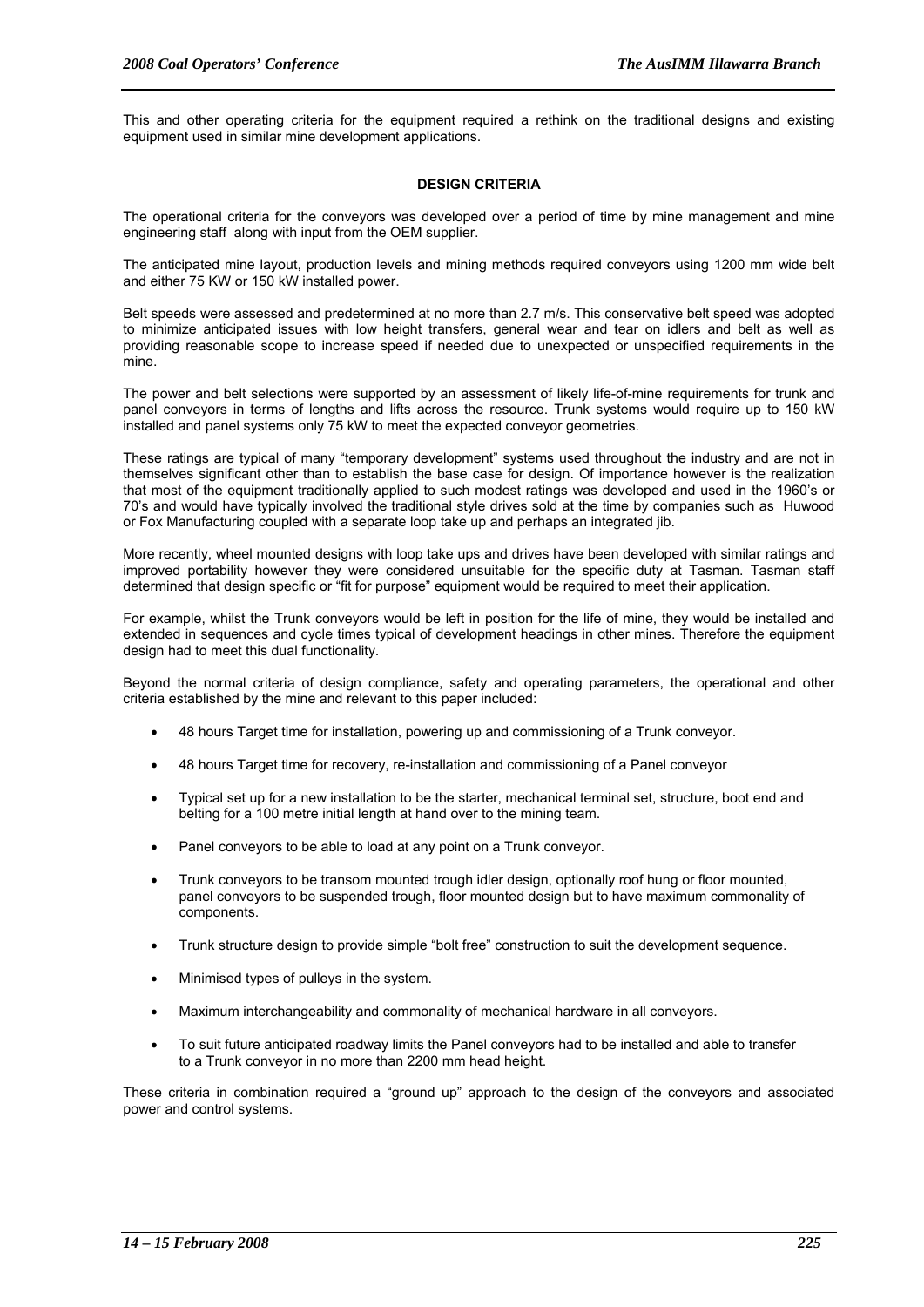This and other operating criteria for the equipment required a rethink on the traditional designs and existing equipment used in similar mine development applications.

## DESIGN CRITERIA

The operational criteria for the conveyors was developed over a period of time by mine management and mine engineering staff along with input from the OEM supplier.

The anticipated mine layout, production levels and mining methods required conveyors using 1200 mm wide belt and either 75 KW or 150 kW installed power.

Belt speeds were assessed and predetermined at no more than 2.7 m/s. This conservative belt speed was adopted to minimize anticipated issues with low height transfers, general wear and tear on idlers and belt as well as providing reasonable scope to increase speed if needed due to unexpected or unspecified requirements in the mine.

The power and belt selections were supported by an assessment of likely life-of-mine requirements for trunk and panel conveyors in terms of lengths and lifts across the resource. Trunk systems would require up to 150 kW installed and panel systems only 75 kW to meet the expected conveyor geometries.

These ratings are typical of many "temporary development" systems used throughout the industry and are not in themselves significant other than to establish the base case for design. Of importance however is the realization that most of the equipment traditionally applied to such modest ratings was developed and used in the 1960's or 70's and would have typically involved the traditional style drives sold at the time by companies such as Huwood or Fox Manufacturing coupled with a separate loop take up and perhaps an integrated jib.

More recently, wheel mounted designs with loop take ups and drives have been developed with similar ratings and improved portability however they were considered unsuitable for the specific duty at Tasman. Tasman staff determined that design specific or "fit for purpose" equipment would be required to meet their application.

For example, whilst the Trunk conveyors would be left in position for the life of mine, they would be installed and extended in sequences and cycle times typical of development headings in other mines. Therefore the equipment design had to meet this dual functionality.

Beyond the normal criteria of design compliance, safety and operating parameters, the operational and other criteria established by the mine and relevant to this paper included:

- 48 hours Target time for installation, powering up and commissioning of a Trunk conveyor.
- 48 hours Target time for recovery, re-installation and commissioning of a Panel conveyor
- Typical set up for a new installation to be the starter, mechanical terminal set, structure, boot end and belting for a 100 metre initial length at hand over to the mining team.
- Panel conveyors to be able to load at any point on a Trunk conveyor.
- Trunk conveyors to be transom mounted trough idler design, optionally roof hung or floor mounted, panel conveyors to be suspended trough, floor mounted design but to have maximum commonality of components.
- Trunk structure design to provide simple "bolt free" construction to suit the development sequence.
- Minimised types of pulleys in the system.
- Maximum interchangeability and commonality of mechanical hardware in all conveyors.
- To suit future anticipated roadway limits the Panel conveyors had to be installed and able to transfer to a Trunk conveyor in no more than 2200 mm head height.

These criteria in combination required a "ground up" approach to the design of the conveyors and associated power and control systems.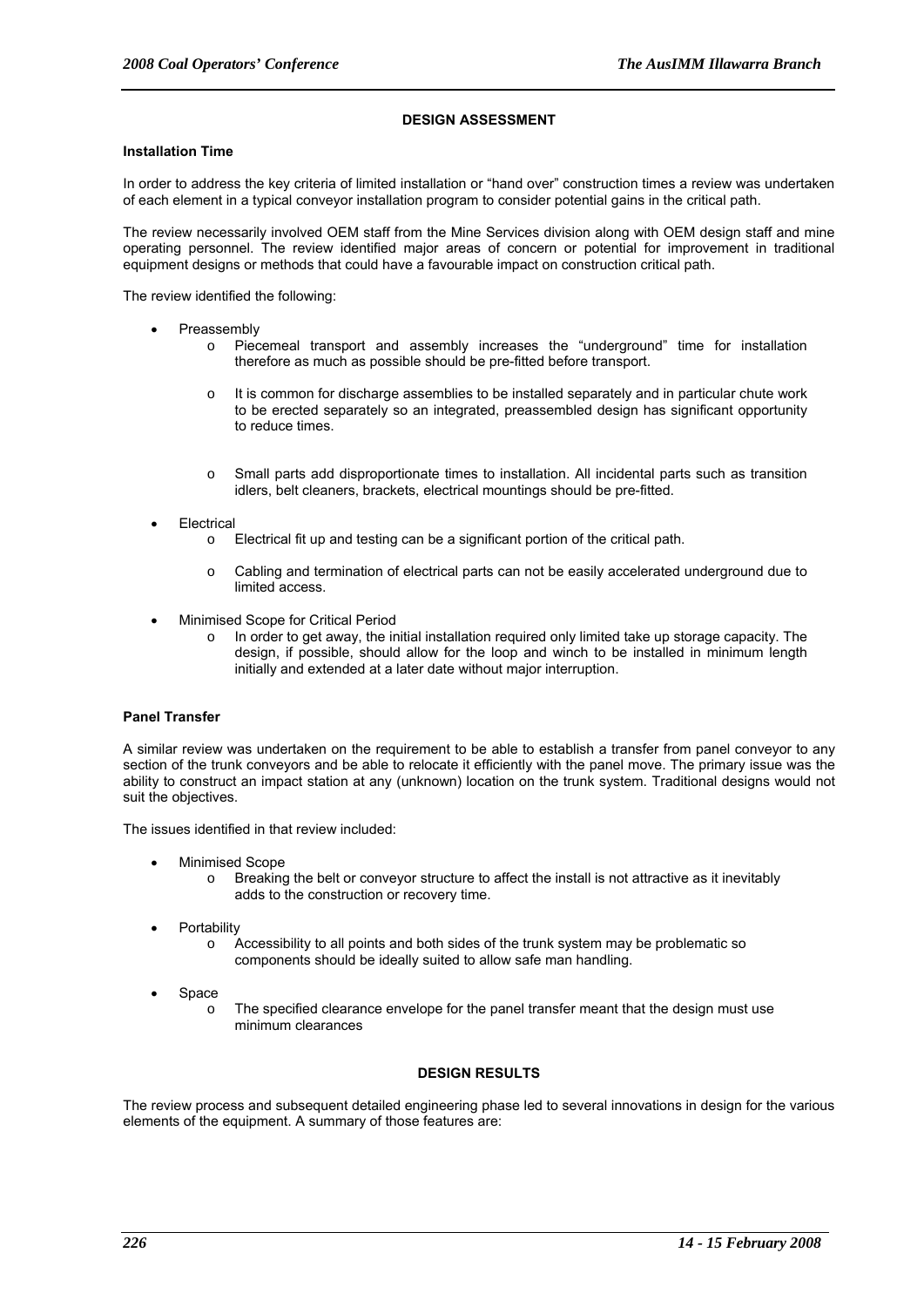## DESIGN ASSESSMENT

### Installation Time

In order to address the key criteria of limited installation or "hand over" construction times a review was undertaken of each element in a typical conveyor installation program to consider potential gains in the critical path.

The review necessarily involved OEM staff from the Mine Services division along with OEM design staff and mine operating personnel. The review identified major areas of concern or potential for improvement in traditional equipment designs or methods that could have a favourable impact on construction critical path.

The review identified the following:

- Preassembly
  - Piecemeal transport and assembly increases the "underground" time for installation therefore as much as possible should be pre-fitted before transport.
  - It is common for discharge assemblies to be installed separately and in particular chute work to be erected separately so an integrated, preassembled design has significant opportunity to reduce times.
  - Small parts add disproportionate times to installation. All incidental parts such as transition idlers, belt cleaners, brackets, electrical mountings should be pre-fitted.
- Electrical
  - Electrical fit up and testing can be a significant portion of the critical path.
  - Cabling and termination of electrical parts can not be easily accelerated underground due to limited access.
- Minimised Scope for Critical Period
  - In order to get away, the initial installation required only limited take up storage capacity. The design, if possible, should allow for the loop and winch to be installed in minimum length initially and extended at a later date without major interruption.

### Panel Transfer

A similar review was undertaken on the requirement to be able to establish a transfer from panel conveyor to any section of the trunk conveyors and be able to relocate it efficiently with the panel move. The primary issue was the ability to construct an impact station at any (unknown) location on the trunk system. Traditional designs would not suit the objectives.

The issues identified in that review included:

- Minimised Scope
  - Breaking the belt or conveyor structure to affect the install is not attractive as it inevitably adds to the construction or recovery time.
- Portability
  - Accessibility to all points and both sides of the trunk system may be problematic so components should be ideally suited to allow safe man handling.
- Space
  - The specified clearance envelope for the panel transfer meant that the design must use minimum clearances

## DESIGN RESULTS

The review process and subsequent detailed engineering phase led to several innovations in design for the various elements of the equipment. A summary of those features are: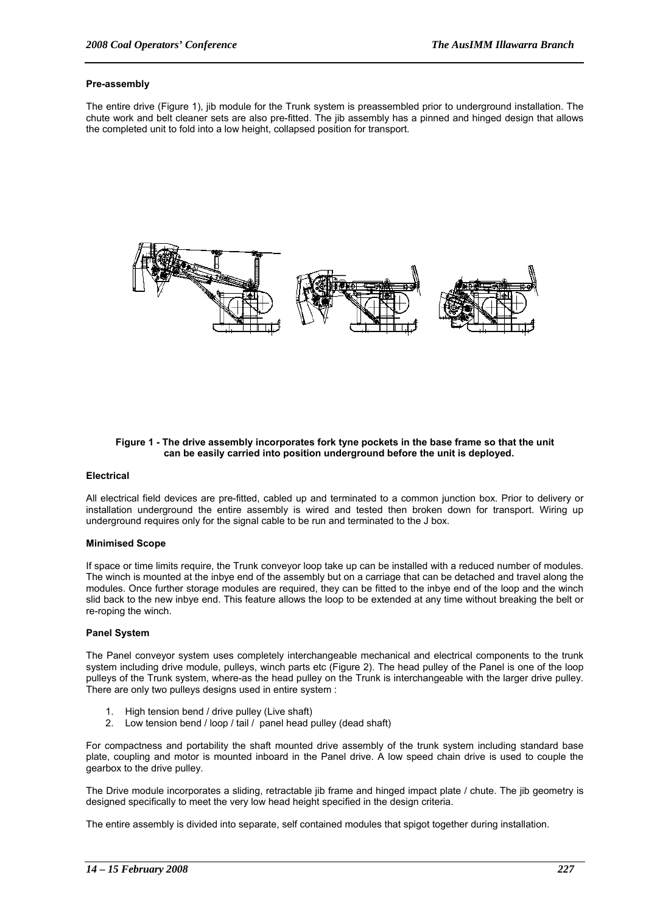#### Pre-assembly

The entire drive (Figure 1), jib module for the Trunk system is preassembled prior to underground installation. The chute work and belt cleaner sets are also pre-fitted. The jib assembly has a pinned and hinged design that allows the completed unit to fold into a low height, collapsed position for transport.

**Figure 1 - The drive assembly incorporates fork tyne pockets in the base frame so that the unit can be easily carried into position underground before the unit is deployed.**

#### Electrical

All electrical field devices are pre-fitted, cabled up and terminated to a common junction box. Prior to delivery or installation underground the entire assembly is wired and tested then broken down for transport. Wiring up underground requires only for the signal cable to be run and terminated to the J box.

#### Minimised Scope

If space or time limits require, the Trunk conveyor loop take up can be installed with a reduced number of modules. The winch is mounted at the inbye end of the assembly but on a carriage that can be detached and travel along the modules. Once further storage modules are required, they can be fitted to the inbye end of the loop and the winch slid back to the new inbye end. This feature allows the loop to be extended at any time without breaking the belt or re-roping the winch.

#### Panel System

The Panel conveyor system uses completely interchangeable mechanical and electrical components to the trunk system including drive module, pulleys, winch parts etc (Figure 2). The head pulley of the Panel is one of the loop pulleys of the Trunk system, where-as the head pulley on the Trunk is interchangeable with the larger drive pulley. There are only two pulleys designs used in entire system :

1. High tension bend / drive pulley (Live shaft)
2. Low tension bend / loop / tail / panel head pulley (dead shaft)

For compactness and portability the shaft mounted drive assembly of the trunk system including standard base plate, coupling and motor is mounted inboard in the Panel drive. A low speed chain drive is used to couple the gearbox to the drive pulley.

The Drive module incorporates a sliding, retractable jib frame and hinged impact plate / chute. The jib geometry is designed specifically to meet the very low head height specified in the design criteria.

The entire assembly is divided into separate, self contained modules that spigot together during installation.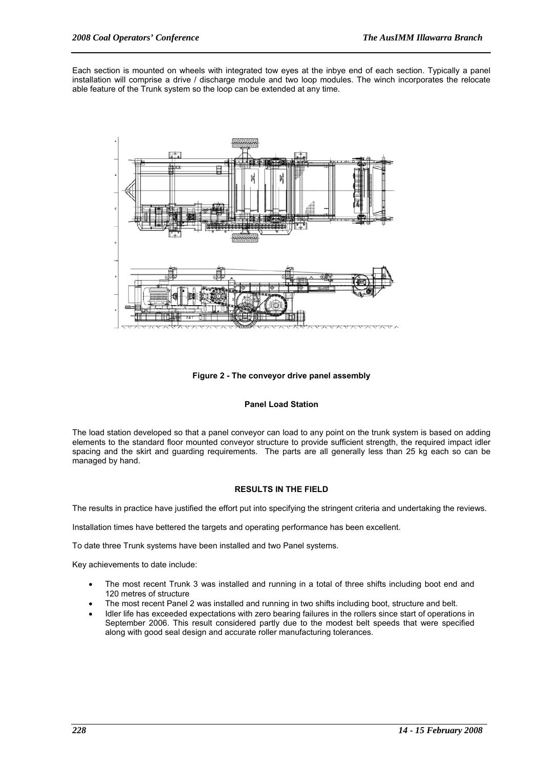Each section is mounted on wheels with integrated tow eyes at the inbye end of each section. Typically a panel installation will comprise a drive / discharge module and two loop modules. The winch incorporates the relocate able feature of the Trunk system so the loop can be extended at any time.

**Figure 2 - The conveyor drive panel assembly**

### Panel Load Station

The load station developed so that a panel conveyor can load to any point on the trunk system is based on adding elements to the standard floor mounted conveyor structure to provide sufficient strength, the required impact idler spacing and the skirt and guarding requirements. The parts are all generally less than 25 kg each so can be managed by hand.

## RESULTS IN THE FIELD

The results in practice have justified the effort put into specifying the stringent criteria and undertaking the reviews.

Installation times have bettered the targets and operating performance has been excellent.

To date three Trunk systems have been installed and two Panel systems.

Key achievements to date include:

- The most recent Trunk 3 was installed and running in a total of three shifts including boot end and 120 metres of structure
- The most recent Panel 2 was installed and running in two shifts including boot, structure and belt.
- Idler life has exceeded expectations with zero bearing failures in the rollers since start of operations in September 2006. This result considered partly due to the modest belt speeds that were specified along with good seal design and accurate roller manufacturing tolerances.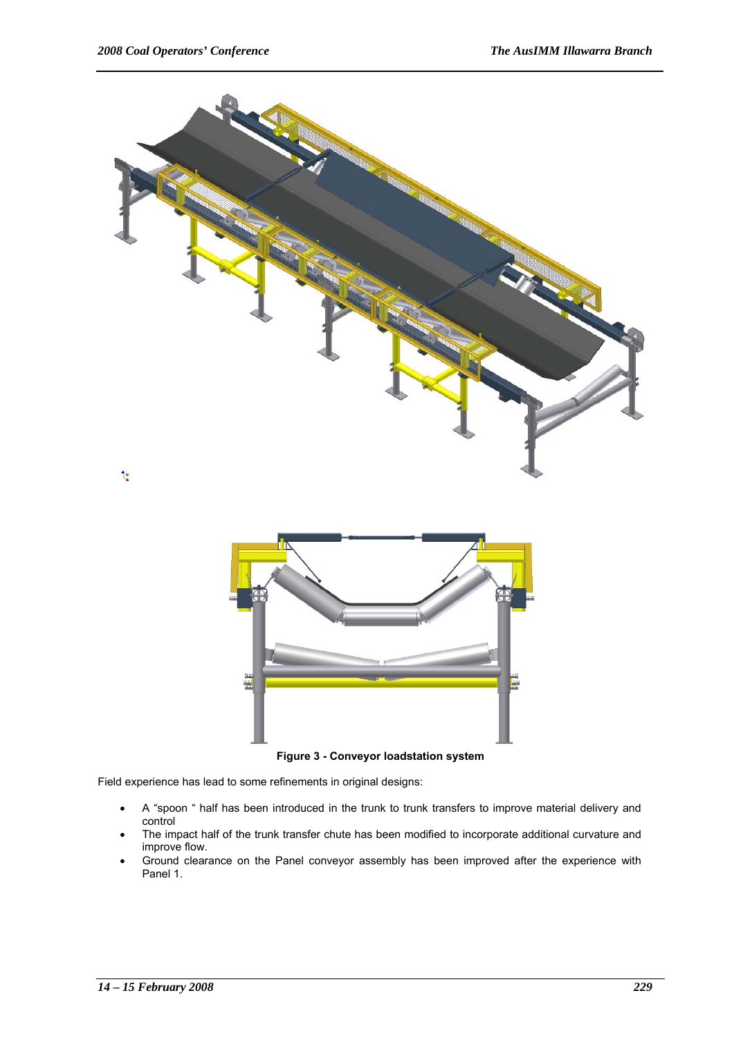Figure 3 - Conveyor loadstation system

Field experience has lead to some refinements in original designs:

- A “spoon “ half has been introduced in the trunk to trunk transfers to improve material delivery and control
- The impact half of the trunk transfer chute has been modified to incorporate additional curvature and improve flow.
- Ground clearance on the Panel conveyor assembly has been improved after the experience with Panel 1.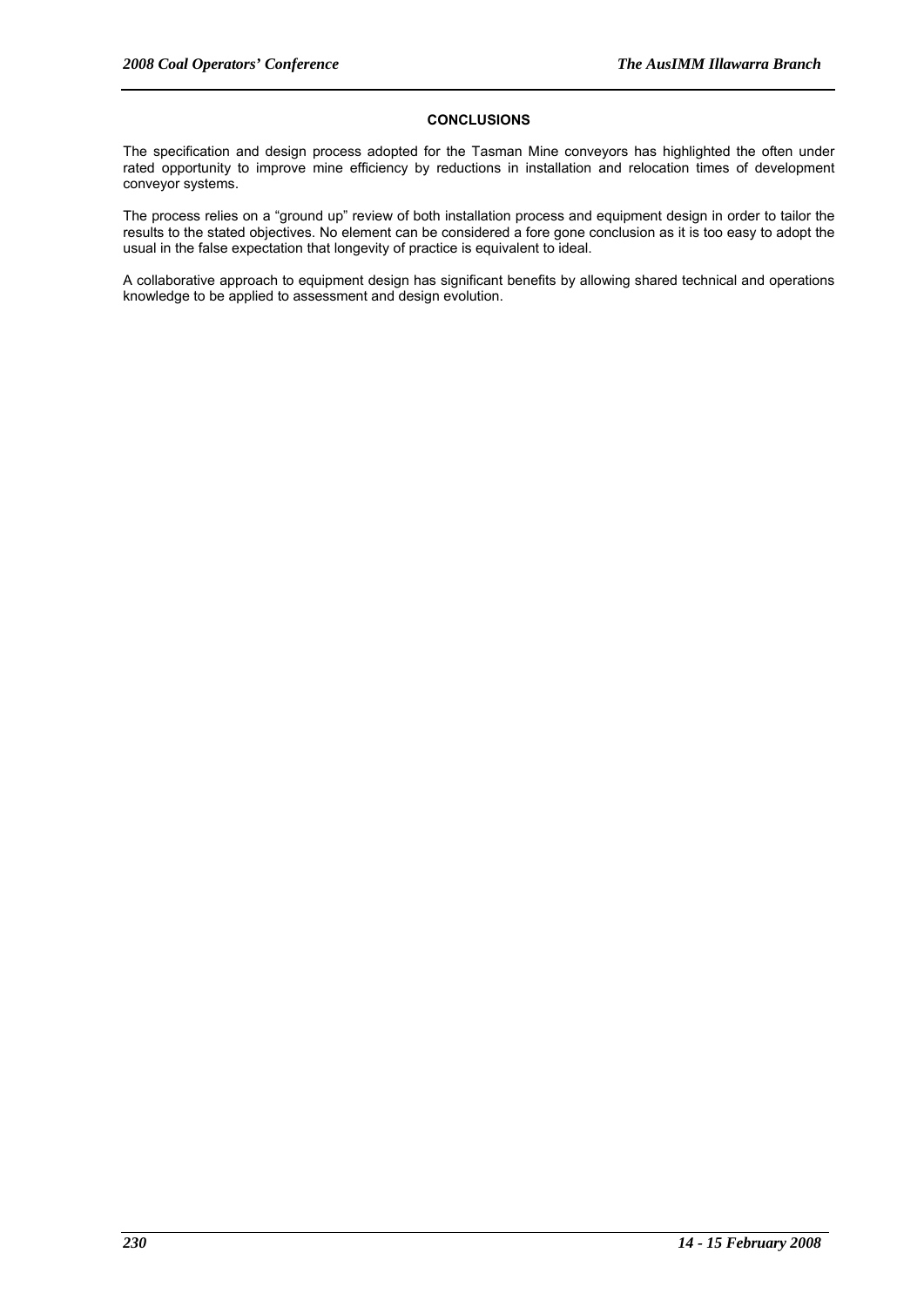## CONCLUSIONS

The specification and design process adopted for the Tasman Mine conveyors has highlighted the often under rated opportunity to improve mine efficiency by reductions in installation and relocation times of development conveyor systems.

The process relies on a "ground up" review of both installation process and equipment design in order to tailor the results to the stated objectives. No element can be considered a fore gone conclusion as it is too easy to adopt the usual in the false expectation that longevity of practice is equivalent to ideal.

A collaborative approach to equipment design has significant benefits by allowing shared technical and operations knowledge to be applied to assessment and design evolution.